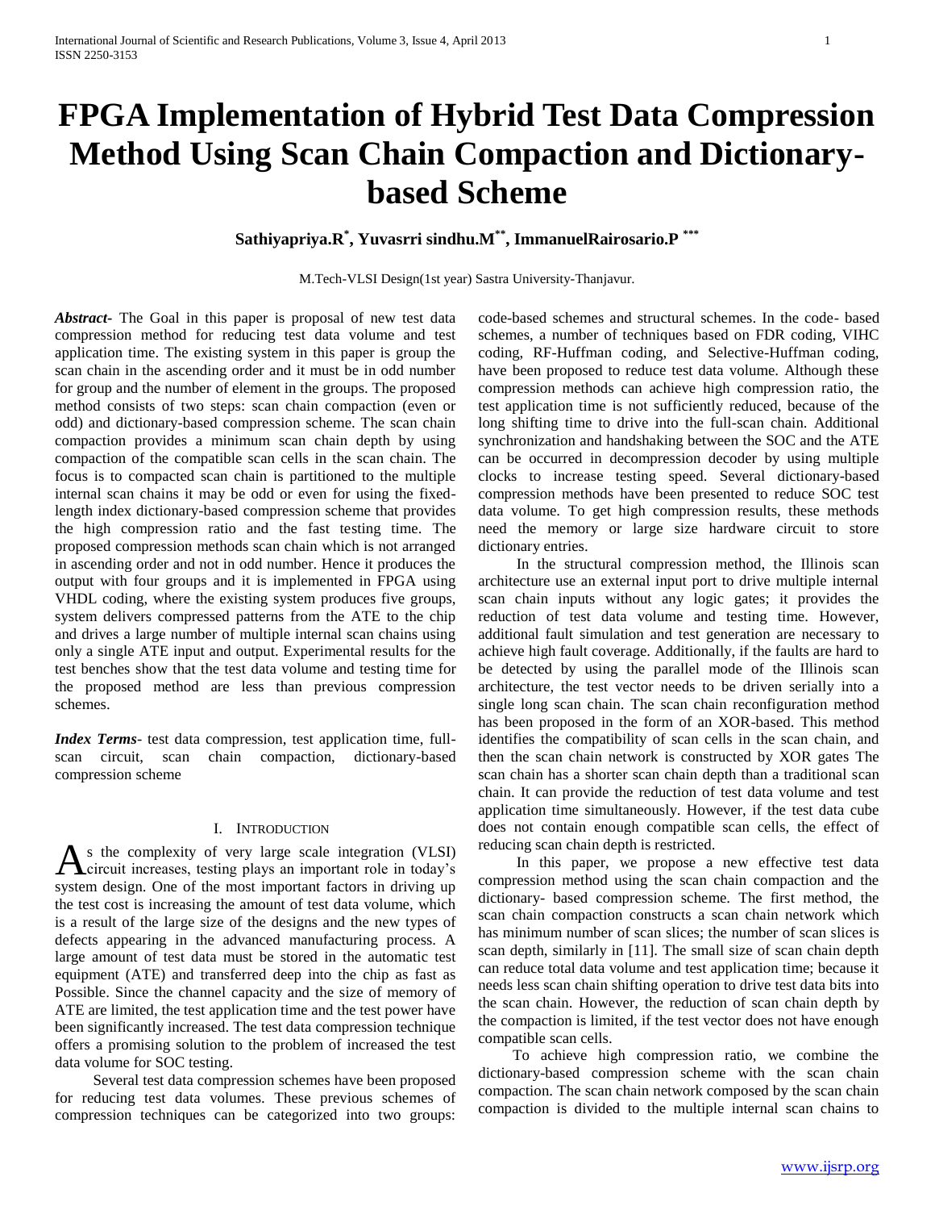# FPGA Implementation of Hybrid Test Data Compression Method Using Scan Chain Compaction and Dictionary-based Scheme

**Sathiyapriya.R[*], Yuvasrri sindhu.M[**], ImmanuelRairosario.P [***]**

M.Tech-VLSI Design(1st year) Sastra University-Thanjavur.

***Abstract-*** The Goal in this paper is proposal of new test data compression method for reducing test data volume and test application time. The existing system in this paper is group the scan chain in the ascending order and it must be in odd number for group and the number of element in the groups. The proposed method consists of two steps: scan chain compaction (even or odd) and dictionary-based compression scheme. The scan chain compaction provides a minimum scan chain depth by using compaction of the compatible scan cells in the scan chain. The focus is to compacted scan chain is partitioned to the multiple internal scan chains it may be odd or even for using the fixed-length index dictionary-based compression scheme that provides the high compression ratio and the fast testing time. The proposed compression methods scan chain which is not arranged in ascending order and not in odd number. Hence it produces the output with four groups and it is implemented in FPGA using VHDL coding, where the existing system produces five groups, system delivers compressed patterns from the ATE to the chip and drives a large number of multiple internal scan chains using only a single ATE input and output. Experimental results for the test benches show that the test data volume and testing time for the proposed method are less than previous compression schemes.

***Index Terms***- test data compression, test application time, full-scan circuit, scan chain compaction, dictionary-based compression scheme

## I. Introduction

As the complexity of very large scale integration (VLSI) circuit increases, testing plays an important role in today's system design. One of the most important factors in driving up the test cost is increasing the amount of test data volume, which is a result of the large size of the designs and the new types of defects appearing in the advanced manufacturing process. A large amount of test data must be stored in the automatic test equipment (ATE) and transferred deep into the chip as fast as Possible. Since the channel capacity and the size of memory of ATE are limited, the test application time and the test power have been significantly increased. The test data compression technique offers a promising solution to the problem of increased the test data volume for SOC testing.

Several test data compression schemes have been proposed for reducing test data volumes. These previous schemes of compression techniques can be categorized into two groups: code-based schemes and structural schemes. In the code- based schemes, a number of techniques based on FDR coding, VIHC coding, RF-Huffman coding, and Selective-Huffman coding, have been proposed to reduce test data volume. Although these compression methods can achieve high compression ratio, the test application time is not sufficiently reduced, because of the long shifting time to drive into the full-scan chain. Additional synchronization and handshaking between the SOC and the ATE can be occurred in decompression decoder by using multiple clocks to increase testing speed. Several dictionary-based compression methods have been presented to reduce SOC test data volume. To get high compression results, these methods need the memory or large size hardware circuit to store dictionary entries.

In the structural compression method, the Illinois scan architecture use an external input port to drive multiple internal scan chain inputs without any logic gates; it provides the reduction of test data volume and testing time. However, additional fault simulation and test generation are necessary to achieve high fault coverage. Additionally, if the faults are hard to be detected by using the parallel mode of the Illinois scan architecture, the test vector needs to be driven serially into a single long scan chain. The scan chain reconfiguration method has been proposed in the form of an XOR-based. This method identifies the compatibility of scan cells in the scan chain, and then the scan chain network is constructed by XOR gates The scan chain has a shorter scan chain depth than a traditional scan chain. It can provide the reduction of test data volume and test application time simultaneously. However, if the test data cube does not contain enough compatible scan cells, the effect of reducing scan chain depth is restricted.

In this paper, we propose a new effective test data compression method using the scan chain compaction and the dictionary- based compression scheme. The first method, the scan chain compaction constructs a scan chain network which has minimum number of scan slices; the number of scan slices is scan depth, similarly in [11]. The small size of scan chain depth can reduce total data volume and test application time; because it needs less scan chain shifting operation to drive test data bits into the scan chain. However, the reduction of scan chain depth by the compaction is limited, if the test vector does not have enough compatible scan cells.

To achieve high compression ratio, we combine the dictionary-based compression scheme with the scan chain compaction. The scan chain network composed by the scan chain compaction is divided to the multiple internal scan chains to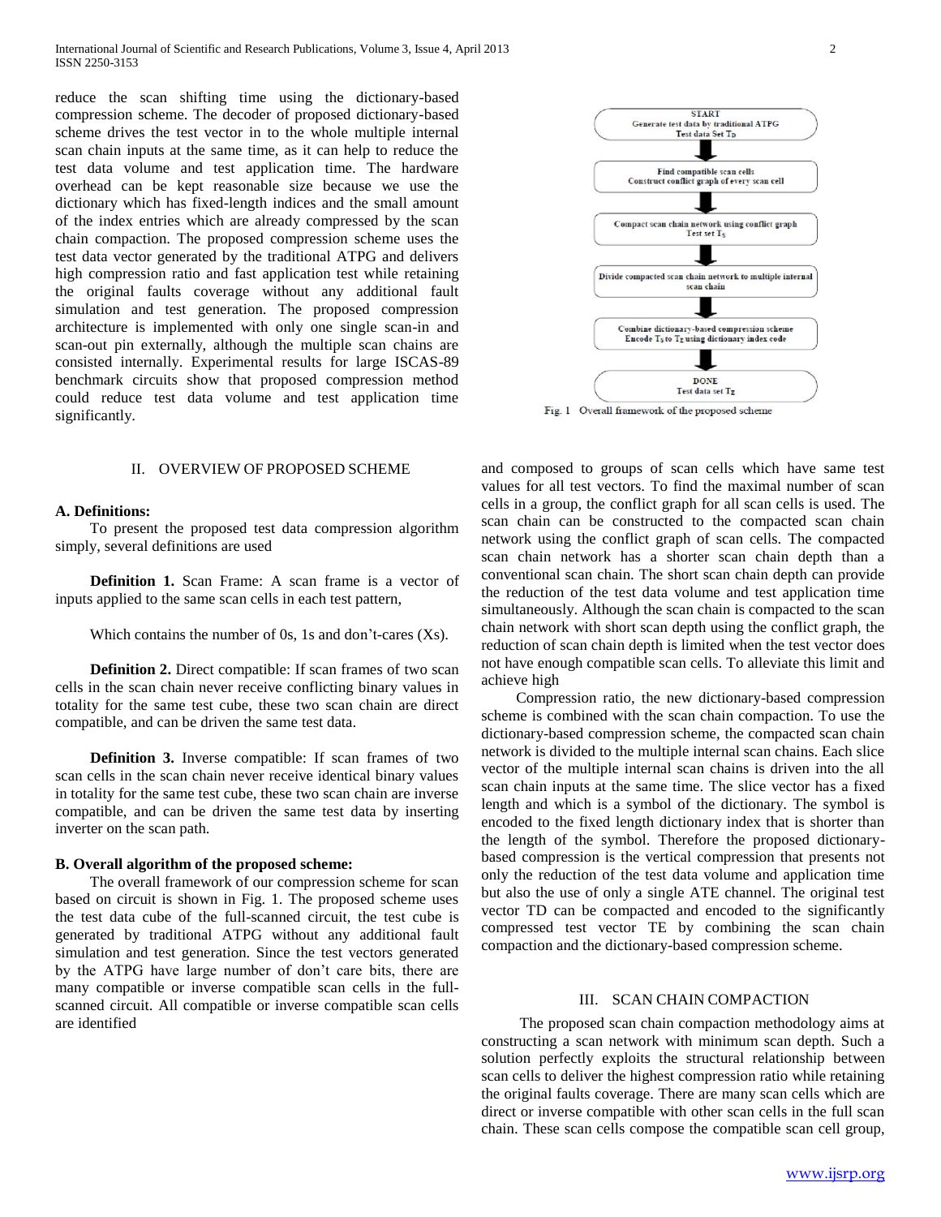reduce the scan shifting time using the dictionary-based compression scheme. The decoder of proposed dictionary-based scheme drives the test vector in to the whole multiple internal scan chain inputs at the same time, as it can help to reduce the test data volume and test application time. The hardware overhead can be kept reasonable size because we use the dictionary which has fixed-length indices and the small amount of the index entries which are already compressed by the scan chain compaction. The proposed compression scheme uses the test data vector generated by the traditional ATPG and delivers high compression ratio and fast application test while retaining the original faults coverage without any additional fault simulation and test generation. The proposed compression architecture is implemented with only one single scan-in and scan-out pin externally, although the multiple scan chains are consisted internally. Experimental results for large ISCAS-89 benchmark circuits show that proposed compression method could reduce test data volume and test application time significantly.

## II. OVERVIEW OF PROPOSED SCHEME

### A. Definitions:

To present the proposed test data compression algorithm simply, several definitions are used

**Definition 1.** Scan Frame: A scan frame is a vector of inputs applied to the same scan cells in each test pattern,

Which contains the number of 0s, 1s and don't-cares (Xs).

**Definition 2.** Direct compatible: If scan frames of two scan cells in the scan chain never receive conflicting binary values in totality for the same test cube, these two scan chain are direct compatible, and can be driven the same test data.

**Definition 3.** Inverse compatible: If scan frames of two scan cells in the scan chain never receive identical binary values in totality for the same test cube, these two scan chain are inverse compatible, and can be driven the same test data by inserting inverter on the scan path.

### B. Overall algorithm of the proposed scheme:

The overall framework of our compression scheme for scan based on circuit is shown in Fig. 1. The proposed scheme uses the test data cube of the full-scanned circuit, the test cube is generated by traditional ATPG without any additional fault simulation and test generation. Since the test vectors generated by the ATPG have large number of don't care bits, there are many compatible or inverse compatible scan cells in the full-scanned circuit. All compatible or inverse compatible scan cells are identified and composed to groups of scan cells which have same test values for all test vectors. To find the maximal number of scan cells in a group, the conflict graph for all scan cells is used. The scan chain can be constructed to the compacted scan chain network using the conflict graph of scan cells. The compacted scan chain network has a shorter scan chain depth than a conventional scan chain. The short scan chain depth can provide the reduction of the test data volume and test application time simultaneously. Although the scan chain is compacted to the scan chain network with short scan depth using the conflict graph, the reduction of scan chain depth is limited when the test vector does not have enough compatible scan cells. To alleviate this limit and achieve high

Compression ratio, the new dictionary-based compression scheme is combined with the scan chain compaction. To use the dictionary-based compression scheme, the compacted scan chain network is divided to the multiple internal scan chains. Each slice vector of the multiple internal scan chains is driven into the all scan chain inputs at the same time. The slice vector has a fixed length and which is a symbol of the dictionary. The symbol is encoded to the fixed length dictionary index that is shorter than the length of the symbol. Therefore the proposed dictionary-based compression is the vertical compression that presents not only the reduction of the test data volume and application time but also the use of only a single ATE channel. The original test vector TD can be compacted and encoded to the significantly compressed test vector TE by combining the scan chain compaction and the dictionary-based compression scheme.

START
Generate test data by traditional ATPG
Test data Set $T_D$

Find compatible scan cells
Construct conflict graph of every scan cell

Compact scan chain network using conflict graph
Test set $T_S$

Divide compacted scan chain network to multiple internal scan chain

Combine dictionary-based compression scheme
Encode $T_S$ to $T_E$ using dictionary index code

DONE
Test data set $T_E$

Fig. 1 Overall framework of the proposed scheme

## III. SCAN CHAIN COMPACTION

The proposed scan chain compaction methodology aims at constructing a scan network with minimum scan depth. Such a solution perfectly exploits the structural relationship between scan cells to deliver the highest compression ratio while retaining the original faults coverage. There are many scan cells which are direct or inverse compatible with other scan cells in the full scan chain. These scan cells compose the compatible scan cell group,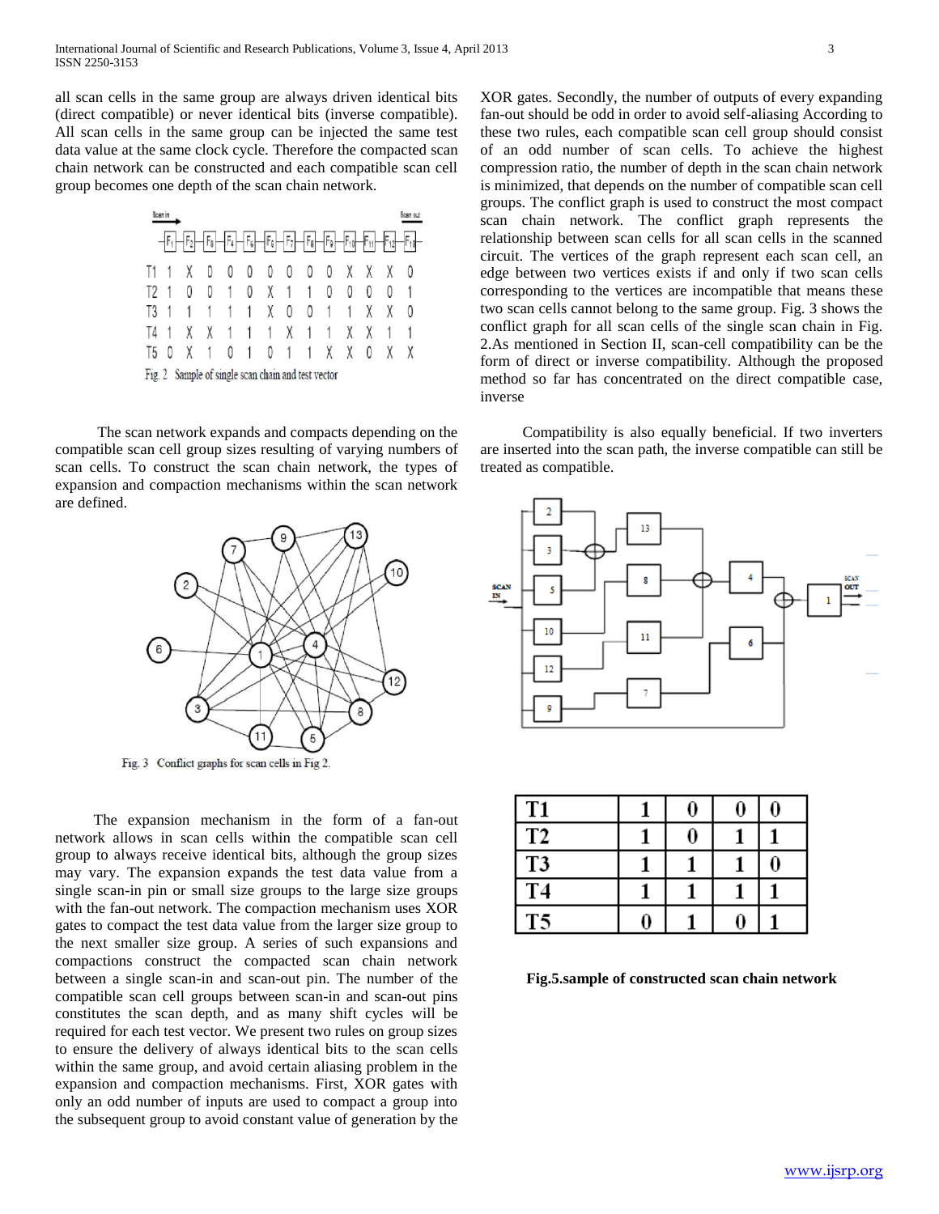all scan cells in the same group are always driven identical bits (direct compatible) or never identical bits (inverse compatible). All scan cells in the same group can be injected the same test data value at the same clock cycle. Therefore the compacted scan chain network can be constructed and each compatible scan cell group becomes one depth of the scan chain network.

Scan in

Scan out

F1 F2 F3 F4 F5 F6 F7 F8 F9 F10 F11 F12 F13

T1 1 X 0 0 0 0 0 0 0 X X X 0

T2 1 0 0 1 0 X 1 1 0 0 0 0 1

T3 1 1 1 1 1 X 0 0 1 1 X X 0

T4 1 X X 1 1 1 X 1 1 X X 1 1

T5 0 X 1 0 1 0 1 1 X X 0 X X

Fig. 2 Sample of single scan chain and test vector

The scan network expands and compacts depending on the compatible scan cell group sizes resulting of varying numbers of scan cells. To construct the scan chain network, the types of expansion and compaction mechanisms within the scan network are defined.

Fig. 3 Conflict graphs for scan cells in Fig 2.

The expansion mechanism in the form of a fan-out network allows in scan cells within the compatible scan cell group to always receive identical bits, although the group sizes may vary. The expansion expands the test data value from a single scan-in pin or small size groups to the large size groups with the fan-out network. The compaction mechanism uses XOR gates to compact the test data value from the larger size group to the next smaller size group. A series of such expansions and compactions construct the compacted scan chain network between a single scan-in and scan-out pin. The number of the compatible scan cell groups between scan-in and scan-out pins constitutes the scan depth, and as many shift cycles will be required for each test vector. We present two rules on group sizes to ensure the delivery of always identical bits to the scan cells within the same group, and avoid certain aliasing problem in the expansion and compaction mechanisms. First, XOR gates with only an odd number of inputs are used to compact a group into the subsequent group to avoid constant value of generation by the XOR gates. Secondly, the number of outputs of every expanding fan-out should be odd in order to avoid self-aliasing According to these two rules, each compatible scan cell group should consist of an odd number of scan cells. To achieve the highest compression ratio, the number of depth in the scan chain network is minimized, that depends on the number of compatible scan cell groups. The conflict graph is used to construct the most compact scan chain network. The conflict graph represents the relationship between scan cells for all scan cells in the scanned circuit. The vertices of the graph represent each scan cell, an edge between two vertices exists if and only if two scan cells corresponding to the vertices are incompatible that means these two scan cells cannot belong to the same group. Fig. 3 shows the conflict graph for all scan cells of the single scan chain in Fig. 2.As mentioned in Section II, scan-cell compatibility can be the form of direct or inverse compatibility. Although the proposed method so far has concentrated on the direct compatible case, inverse

Compatibility is also equally beneficial. If two inverters are inserted into the scan path, the inverse compatible can still be treated as compatible.

| | | | | |
|---|---|---|---|---|
| T1 | 1 | 0 | 0 | 0 |
| T2 | 1 | 0 | 1 | 1 |
| T3 | 1 | 1 | 1 | 0 |
| T4 | 1 | 1 | 1 | 1 |
| T5 | 0 | 1 | 0 | 1 |

**Fig.5.sample of constructed scan chain network**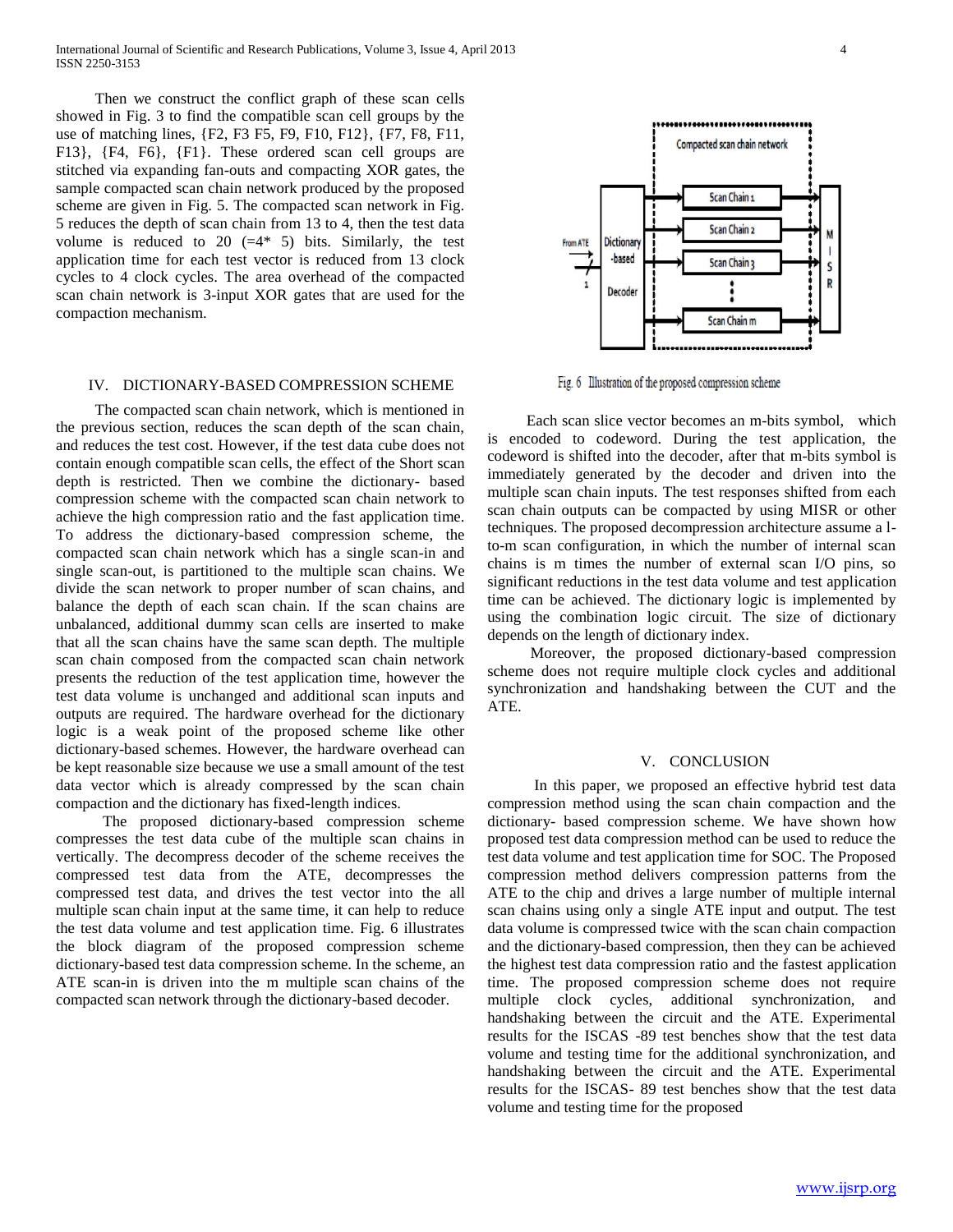Then we construct the conflict graph of these scan cells showed in Fig. 3 to find the compatible scan cell groups by the use of matching lines, {F2, F3 F5, F9, F10, F12}, {F7, F8, F11, F13}, {F4, F6}, {F1}. These ordered scan cell groups are stitched via expanding fan-outs and compacting XOR gates, the sample compacted scan chain network produced by the proposed scheme are given in Fig. 5. The compacted scan network in Fig. 5 reduces the depth of scan chain from 13 to 4, then the test data volume is reduced to 20 (=4* 5) bits. Similarly, the test application time for each test vector is reduced from 13 clock cycles to 4 clock cycles. The area overhead of the compacted scan chain network is 3-input XOR gates that are used for the compaction mechanism.

## IV. DICTIONARY-BASED COMPRESSION SCHEME

The compacted scan chain network, which is mentioned in the previous section, reduces the scan depth of the scan chain, and reduces the test cost. However, if the test data cube does not contain enough compatible scan cells, the effect of the Short scan depth is restricted. Then we combine the dictionary- based compression scheme with the compacted scan chain network to achieve the high compression ratio and the fast application time. To address the dictionary-based compression scheme, the compacted scan chain network which has a single scan-in and single scan-out, is partitioned to the multiple scan chains. We divide the scan network to proper number of scan chains, and balance the depth of each scan chain. If the scan chains are unbalanced, additional dummy scan cells are inserted to make that all the scan chains have the same scan depth. The multiple scan chain composed from the compacted scan chain network presents the reduction of the test application time, however the test data volume is unchanged and additional scan inputs and outputs are required. The hardware overhead for the dictionary logic is a weak point of the proposed scheme like other dictionary-based schemes. However, the hardware overhead can be kept reasonable size because we use a small amount of the test data vector which is already compressed by the scan chain compaction and the dictionary has fixed-length indices.

The proposed dictionary-based compression scheme compresses the test data cube of the multiple scan chains in vertically. The decompress decoder of the scheme receives the compressed test data from the ATE, decompresses the compressed test data, and drives the test vector into the all multiple scan chain input at the same time, it can help to reduce the test data volume and test application time. Fig. 6 illustrates the block diagram of the proposed compression scheme dictionary-based test data compression scheme. In the scheme, an ATE scan-in is driven into the m multiple scan chains of the compacted scan network through the dictionary-based decoder.

Compacted scan chain network

From ATE

1

Dictionary -based Decoder

Scan Chain 1

Scan Chain 2

Scan Chain 3

Scan Chain m

MISR

Fig. 6 Illustration of the proposed compression scheme

Each scan slice vector becomes an m-bits symbol, which is encoded to codeword. During the test application, the codeword is shifted into the decoder, after that m-bits symbol is immediately generated by the decoder and driven into the multiple scan chain inputs. The test responses shifted from each scan chain outputs can be compacted by using MISR or other techniques. The proposed decompression architecture assume a l-to-m scan configuration, in which the number of internal scan chains is m times the number of external scan I/O pins, so significant reductions in the test data volume and test application time can be achieved. The dictionary logic is implemented by using the combination logic circuit. The size of dictionary depends on the length of dictionary index.

Moreover, the proposed dictionary-based compression scheme does not require multiple clock cycles and additional synchronization and handshaking between the CUT and the ATE.

## V. CONCLUSION

In this paper, we proposed an effective hybrid test data compression method using the scan chain compaction and the dictionary- based compression scheme. We have shown how proposed test data compression method can be used to reduce the test data volume and test application time for SOC. The Proposed compression method delivers compression patterns from the ATE to the chip and drives a large number of multiple internal scan chains using only a single ATE input and output. The test data volume is compressed twice with the scan chain compaction and the dictionary-based compression, then they can be achieved the highest test data compression ratio and the fastest application time. The proposed compression scheme does not require multiple clock cycles, additional synchronization, and handshaking between the circuit and the ATE. Experimental results for the ISCAS -89 test benches show that the test data volume and testing time for the additional synchronization, and handshaking between the circuit and the ATE. Experimental results for the ISCAS- 89 test benches show that the test data volume and testing time for the proposed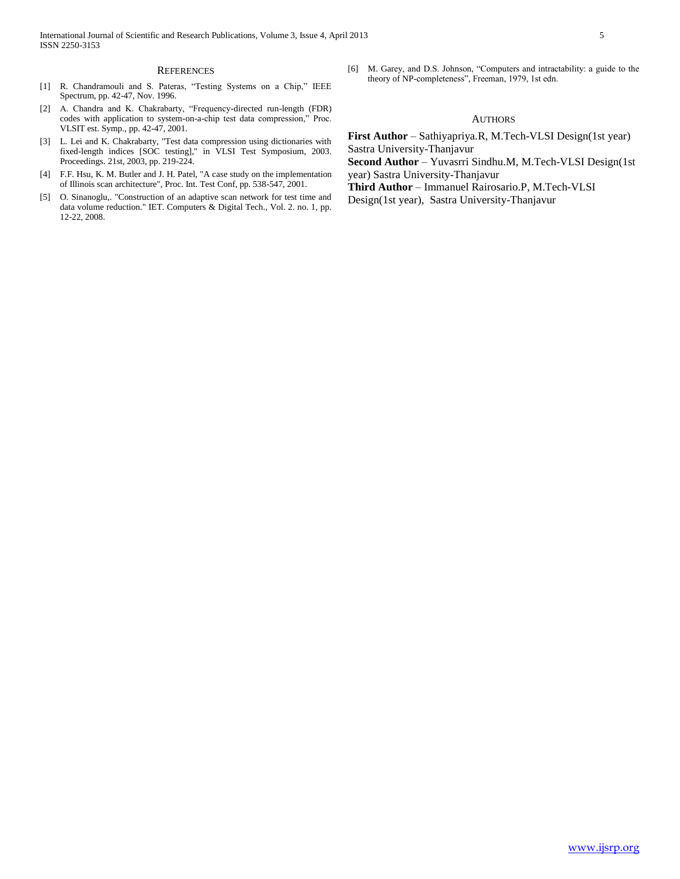## REFERENCES

[1] R. Chandramouli and S. Pateras, “Testing Systems on a Chip,” IEEE Spectrum, pp. 42-47, Nov. 1996.

[2] A. Chandra and K. Chakrabarty, “Frequency-directed run-length (FDR) codes with application to system-on-a-chip test data compression,” Proc. VLSIT est. Symp., pp. 42-47, 2001.

[3] L. Lei and K. Chakrabarty, "Test data compression using dictionaries with fixed-length indices [SOC testing]," in VLSI Test Symposium, 2003. Proceedings. 21st, 2003, pp. 219-224.

[4] F.F. Hsu, K. M. Butler and J. H. Patel, "A case study on the implementation of Illinois scan architecture", Proc. Int. Test Conf, pp. 538-547, 2001.

[5] O. Sinanoglu,. "Construction of an adaptive scan network for test time and data volume reduction." IET. Computers & Digital Tech., Vol. 2. no. 1, pp. 12-22, 2008.

[6] M. Garey, and D.S. Johnson, “Computers and intractability: a guide to the theory of NP-completeness”, Freeman, 1979, 1st edn.

## AUTHORS

**First Author** – Sathiyapriya.R, M.Tech-VLSI Design(1st year) Sastra University-Thanjavur

**Second Author** – Yuvasrri Sindhu.M, M.Tech-VLSI Design(1st year) Sastra University-Thanjavur

**Third Author** – Immanuel Rairosario.P, M.Tech-VLSI Design(1st year), Sastra University-Thanjavur